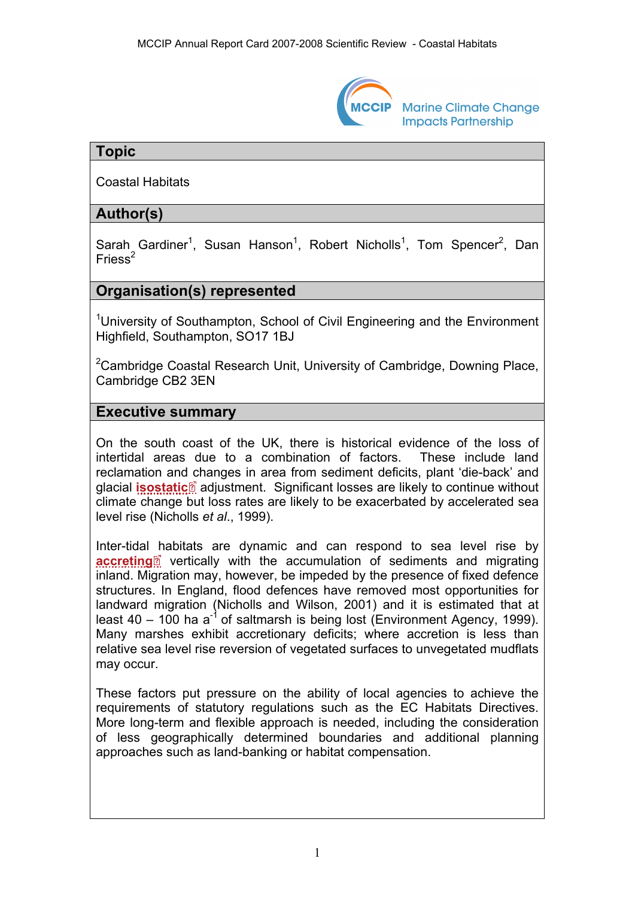## Topic

Coastal Habitats

## Author(s)

Sarah Gardiner[1], Susan Hanson[1], Robert Nicholls[1], Tom Spencer[2], Dan Friess[2]

## Organisation(s) represented

[1]University of Southampton, School of Civil Engineering and the Environment Highfield, Southampton, SO17 1BJ

[2]Cambridge Coastal Research Unit, University of Cambridge, Downing Place, Cambridge CB2 3EN

## Executive summary

On the south coast of the UK, there is historical evidence of the loss of intertidal areas due to a combination of factors. These include land reclamation and changes in area from sediment deficits, plant 'die-back' and glacial **isostatic** adjustment. Significant losses are likely to continue without climate change but loss rates are likely to be exacerbated by accelerated sea level rise (Nicholls *et al*., 1999).

Inter-tidal habitats are dynamic and can respond to sea level rise by **accreting** vertically with the accumulation of sediments and migrating inland. Migration may, however, be impeded by the presence of fixed defence structures. In England, flood defences have removed most opportunities for landward migration (Nicholls and Wilson, 2001) and it is estimated that at least 40 – 100 ha $a^{-1}$ of saltmarsh is being lost (Environment Agency, 1999). Many marshes exhibit accretionary deficits; where accretion is less than relative sea level rise reversion of vegetated surfaces to unvegetated mudflats may occur.

These factors put pressure on the ability of local agencies to achieve the requirements of statutory regulations such as the EC Habitats Directives. More long-term and flexible approach is needed, including the consideration of less geographically determined boundaries and additional planning approaches such as land-banking or habitat compensation.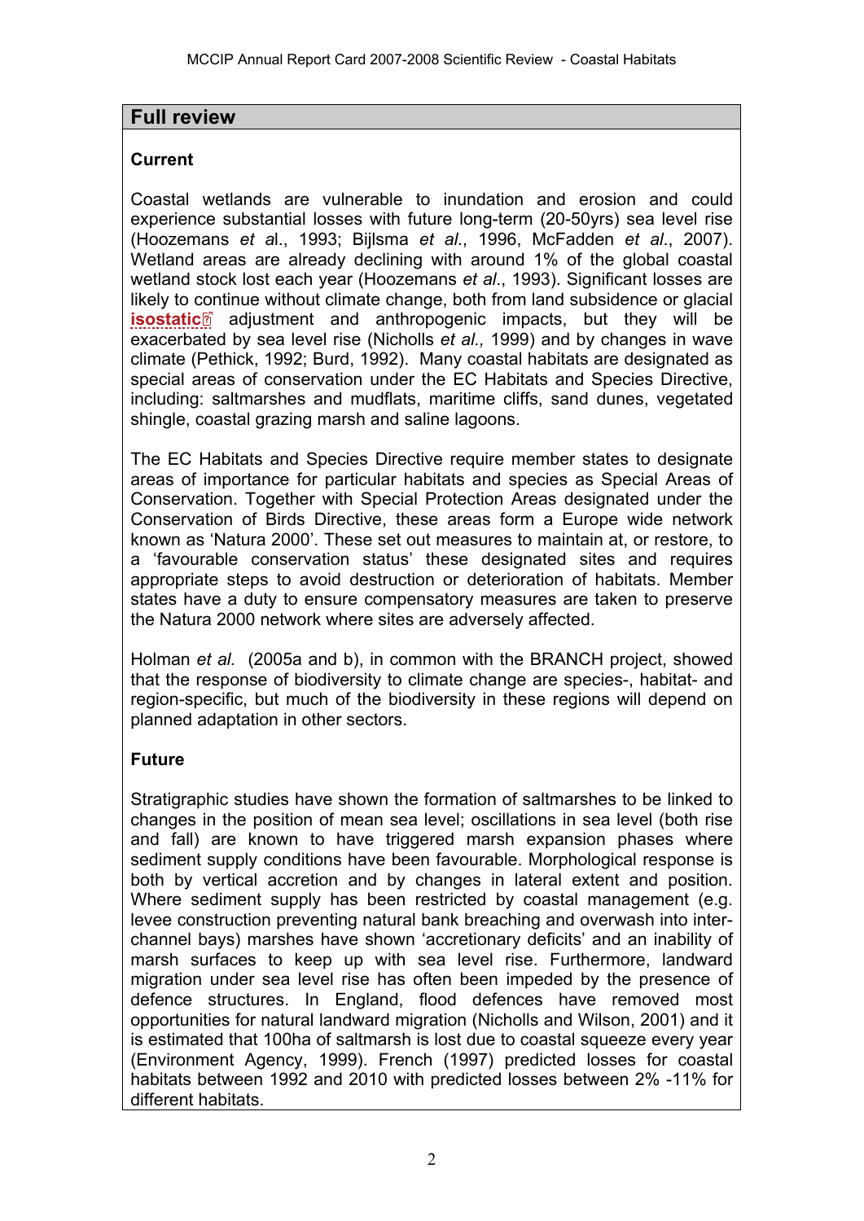## Full review

### Current

Coastal wetlands are vulnerable to inundation and erosion and could experience substantial losses with future long-term (20-50yrs) sea level rise (Hoozemans *et a*l., 1993; Bijlsma *et al*., 1996, McFadden *et al*., 2007). Wetland areas are already declining with around 1% of the global coastal wetland stock lost each year (Hoozemans *et al*., 1993). Significant losses are likely to continue without climate change, both from land subsidence or glacial **isostatic** adjustment and anthropogenic impacts, but they will be exacerbated by sea level rise (Nicholls *et al.,* 1999) and by changes in wave climate (Pethick, 1992; Burd, 1992). Many coastal habitats are designated as special areas of conservation under the EC Habitats and Species Directive, including: saltmarshes and mudflats, maritime cliffs, sand dunes, vegetated shingle, coastal grazing marsh and saline lagoons.

The EC Habitats and Species Directive require member states to designate areas of importance for particular habitats and species as Special Areas of Conservation. Together with Special Protection Areas designated under the Conservation of Birds Directive, these areas form a Europe wide network known as 'Natura 2000'. These set out measures to maintain at, or restore, to a 'favourable conservation status' these designated sites and requires appropriate steps to avoid destruction or deterioration of habitats. Member states have a duty to ensure compensatory measures are taken to preserve the Natura 2000 network where sites are adversely affected.

Holman *et al.* (2005a and b), in common with the BRANCH project, showed that the response of biodiversity to climate change are species-, habitat- and region-specific, but much of the biodiversity in these regions will depend on planned adaptation in other sectors.

### Future

Stratigraphic studies have shown the formation of saltmarshes to be linked to changes in the position of mean sea level; oscillations in sea level (both rise and fall) are known to have triggered marsh expansion phases where sediment supply conditions have been favourable. Morphological response is both by vertical accretion and by changes in lateral extent and position. Where sediment supply has been restricted by coastal management (e.g. levee construction preventing natural bank breaching and overwash into inter-channel bays) marshes have shown 'accretionary deficits' and an inability of marsh surfaces to keep up with sea level rise. Furthermore, landward migration under sea level rise has often been impeded by the presence of defence structures. In England, flood defences have removed most opportunities for natural landward migration (Nicholls and Wilson, 2001) and it is estimated that 100ha of saltmarsh is lost due to coastal squeeze every year (Environment Agency, 1999). French (1997) predicted losses for coastal habitats between 1992 and 2010 with predicted losses between 2% -11% for different habitats.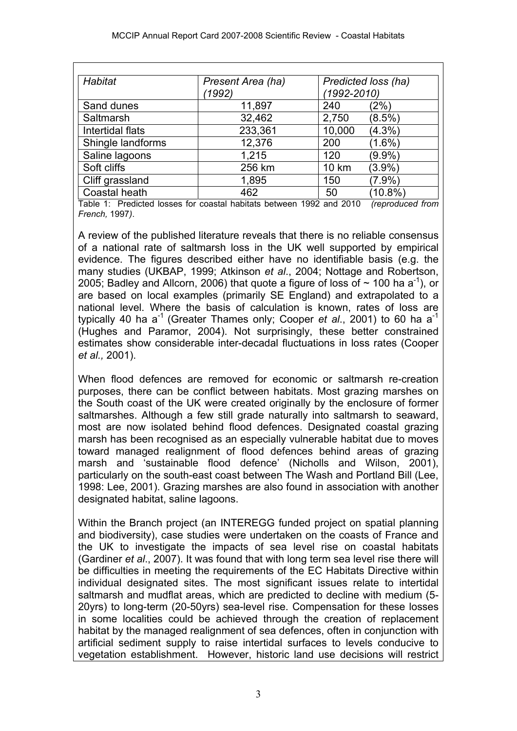| *Habitat* | *Present Area (ha) (1992)* | *Predicted loss (ha) (1992-2010)* |
|---|---|---|
| Sand dunes | 11,897 | 240 (2%) |
| Saltmarsh | 32,462 | 2,750 (8.5%) |
| Intertidal flats | 233,361 | 10,000 (4.3%) |
| Shingle landforms | 12,376 | 200 (1.6%) |
| Saline lagoons | 1,215 | 120 (9.9%) |
| Soft cliffs | 256 km | 10 km (3.9%) |
| Cliff grassland | 1,895 | 150 (7.9%) |
| Coastal heath | 462 | 50 (10.8%) |

Table 1: Predicted losses for coastal habitats between 1992 and 2010 *(reproduced from French,* 1997*)*.

A review of the published literature reveals that there is no reliable consensus of a national rate of saltmarsh loss in the UK well supported by empirical evidence. The figures described either have no identifiable basis (e.g. the many studies (UKBAP, 1999; Atkinson *et al*., 2004; Nottage and Robertson, 2005; Badley and Allcorn, 2006) that quote a figure of loss of ~ 100 ha $a^{-1}$), or are based on local examples (primarily SE England) and extrapolated to a national level. Where the basis of calculation is known, rates of loss are typically 40 ha $a^{-1}$ (Greater Thames only; Cooper *et al*., 2001) to 60 ha $a^{-1}$ (Hughes and Paramor, 2004). Not surprisingly, these better constrained estimates show considerable inter-decadal fluctuations in loss rates (Cooper *et al.,* 2001).

When flood defences are removed for economic or saltmarsh re-creation purposes, there can be conflict between habitats. Most grazing marshes on the South coast of the UK were created originally by the enclosure of former saltmarshes. Although a few still grade naturally into saltmarsh to seaward, most are now isolated behind flood defences. Designated coastal grazing marsh has been recognised as an especially vulnerable habitat due to moves toward managed realignment of flood defences behind areas of grazing marsh and 'sustainable flood defence' (Nicholls and Wilson, 2001), particularly on the south-east coast between The Wash and Portland Bill (Lee, 1998: Lee, 2001). Grazing marshes are also found in association with another designated habitat, saline lagoons.

Within the Branch project (an INTEREGG funded project on spatial planning and biodiversity), case studies were undertaken on the coasts of France and the UK to investigate the impacts of sea level rise on coastal habitats (Gardiner *et al*., 2007). It was found that with long term sea level rise there will be difficulties in meeting the requirements of the EC Habitats Directive within individual designated sites. The most significant issues relate to intertidal saltmarsh and mudflat areas, which are predicted to decline with medium (5-20yrs) to long-term (20-50yrs) sea-level rise. Compensation for these losses in some localities could be achieved through the creation of replacement habitat by the managed realignment of sea defences, often in conjunction with artificial sediment supply to raise intertidal surfaces to levels conducive to vegetation establishment. However, historic land use decisions will restrict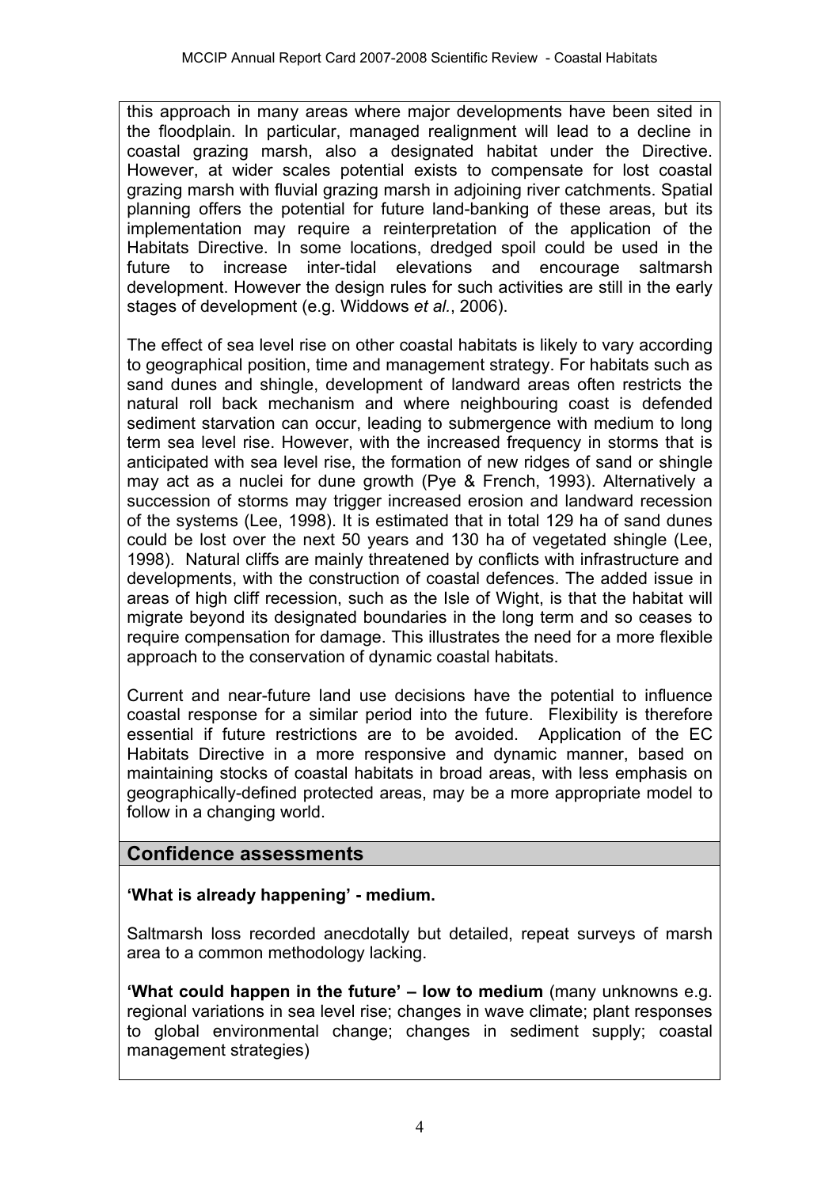this approach in many areas where major developments have been sited in the floodplain. In particular, managed realignment will lead to a decline in coastal grazing marsh, also a designated habitat under the Directive. However, at wider scales potential exists to compensate for lost coastal grazing marsh with fluvial grazing marsh in adjoining river catchments. Spatial planning offers the potential for future land-banking of these areas, but its implementation may require a reinterpretation of the application of the Habitats Directive. In some locations, dredged spoil could be used in the future to increase inter-tidal elevations and encourage saltmarsh development. However the design rules for such activities are still in the early stages of development (e.g. Widdows *et al.*, 2006).

The effect of sea level rise on other coastal habitats is likely to vary according to geographical position, time and management strategy. For habitats such as sand dunes and shingle, development of landward areas often restricts the natural roll back mechanism and where neighbouring coast is defended sediment starvation can occur, leading to submergence with medium to long term sea level rise. However, with the increased frequency in storms that is anticipated with sea level rise, the formation of new ridges of sand or shingle may act as a nuclei for dune growth (Pye & French, 1993). Alternatively a succession of storms may trigger increased erosion and landward recession of the systems (Lee, 1998). It is estimated that in total 129 ha of sand dunes could be lost over the next 50 years and 130 ha of vegetated shingle (Lee, 1998). Natural cliffs are mainly threatened by conflicts with infrastructure and developments, with the construction of coastal defences. The added issue in areas of high cliff recession, such as the Isle of Wight, is that the habitat will migrate beyond its designated boundaries in the long term and so ceases to require compensation for damage. This illustrates the need for a more flexible approach to the conservation of dynamic coastal habitats.

Current and near-future land use decisions have the potential to influence coastal response for a similar period into the future. Flexibility is therefore essential if future restrictions are to be avoided. Application of the EC Habitats Directive in a more responsive and dynamic manner, based on maintaining stocks of coastal habitats in broad areas, with less emphasis on geographically-defined protected areas, may be a more appropriate model to follow in a changing world.

## Confidence assessments

**'What is already happening' - medium.**

Saltmarsh loss recorded anecdotally but detailed, repeat surveys of marsh area to a common methodology lacking.

**'What could happen in the future' – low to medium** (many unknowns e.g. regional variations in sea level rise; changes in wave climate; plant responses to global environmental change; changes in sediment supply; coastal management strategies)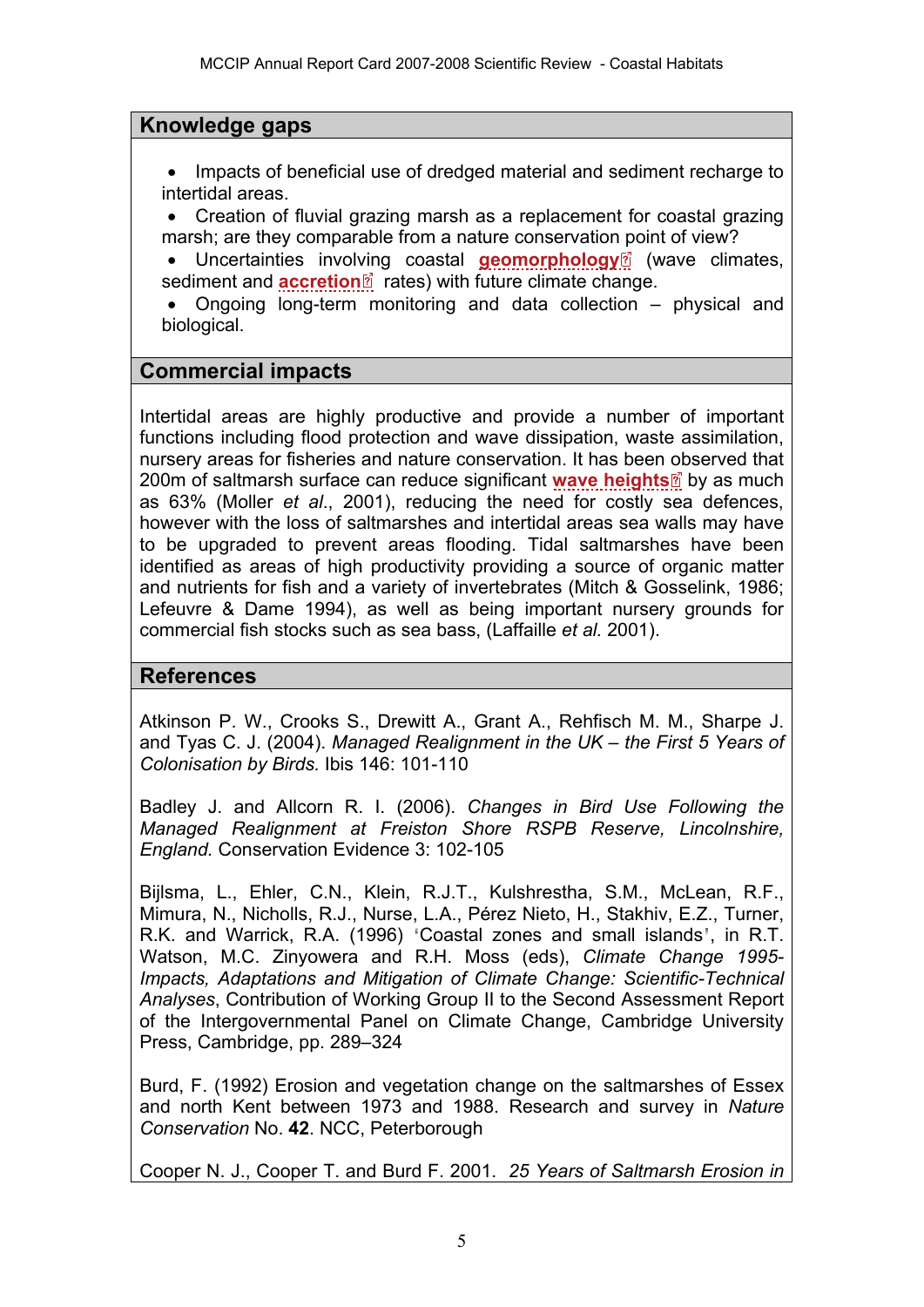## Knowledge gaps

- Impacts of beneficial use of dredged material and sediment recharge to intertidal areas.
- Creation of fluvial grazing marsh as a replacement for coastal grazing marsh; are they comparable from a nature conservation point of view?
- Uncertainties involving coastal **geomorphology** (wave climates, sediment and **accretion** rates) with future climate change.
- Ongoing long-term monitoring and data collection – physical and biological.

## Commercial impacts

Intertidal areas are highly productive and provide a number of important functions including flood protection and wave dissipation, waste assimilation, nursery areas for fisheries and nature conservation. It has been observed that 200m of saltmarsh surface can reduce significant **wave heights** by as much as 63% (Moller *et al*., 2001), reducing the need for costly sea defences, however with the loss of saltmarshes and intertidal areas sea walls may have to be upgraded to prevent areas flooding. Tidal saltmarshes have been identified as areas of high productivity providing a source of organic matter and nutrients for fish and a variety of invertebrates (Mitch & Gosselink, 1986; Lefeuvre & Dame 1994), as well as being important nursery grounds for commercial fish stocks such as sea bass, (Laffaille *et al.* 2001).

## References

Atkinson P. W., Crooks S., Drewitt A., Grant A., Rehfisch M. M., Sharpe J. and Tyas C. J. (2004). *Managed Realignment in the UK – the First 5 Years of Colonisation by Birds.* Ibis 146: 101-110

Badley J. and Allcorn R. I. (2006). *Changes in Bird Use Following the Managed Realignment at Freiston Shore RSPB Reserve, Lincolnshire, England.* Conservation Evidence 3: 102-105

Bijlsma, L., Ehler, C.N., Klein, R.J.T., Kulshrestha, S.M., McLean, R.F., Mimura, N., Nicholls, R.J., Nurse, L.A., Pérez Nieto, H., Stakhiv, E.Z., Turner, R.K. and Warrick, R.A. (1996) 'Coastal zones and small islands', in R.T. Watson, M.C. Zinyowera and R.H. Moss (eds), *Climate Change 1995-Impacts, Adaptations and Mitigation of Climate Change: Scientific-Technical Analyses*, Contribution of Working Group II to the Second Assessment Report of the Intergovernmental Panel on Climate Change, Cambridge University Press, Cambridge, pp. 289–324

Burd, F. (1992) Erosion and vegetation change on the saltmarshes of Essex and north Kent between 1973 and 1988. Research and survey in *Nature Conservation* No. **42**. NCC, Peterborough

Cooper N. J., Cooper T. and Burd F. 2001. *25 Years of Saltmarsh Erosion in*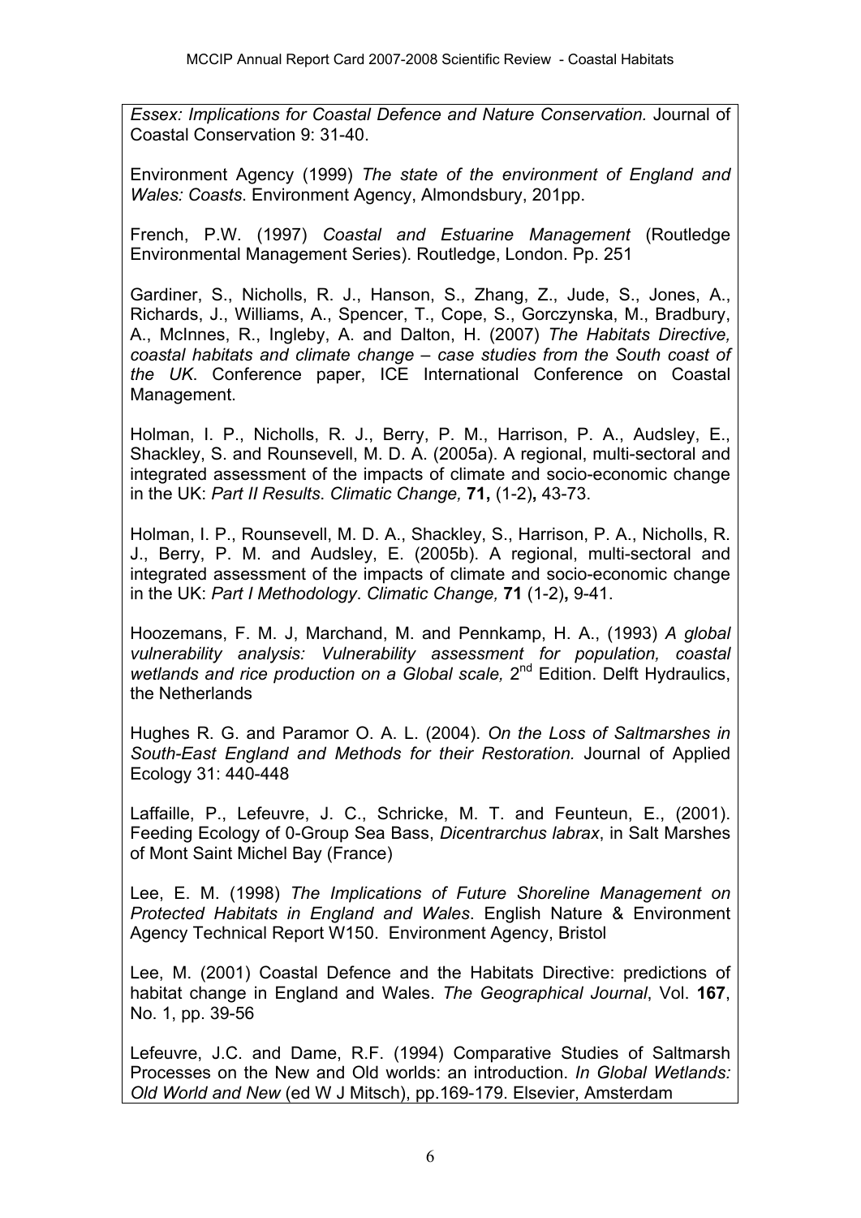*Essex: Implications for Coastal Defence and Nature Conservation.* Journal of Coastal Conservation 9: 31-40.

Environment Agency (1999) *The state of the environment of England and Wales: Coasts*. Environment Agency, Almondsbury, 201pp.

French, P.W. (1997) *Coastal and Estuarine Management* (Routledge Environmental Management Series). Routledge, London. Pp. 251

Gardiner, S., Nicholls, R. J., Hanson, S., Zhang, Z., Jude, S., Jones, A., Richards, J., Williams, A., Spencer, T., Cope, S., Gorczynska, M., Bradbury, A., McInnes, R., Ingleby, A. and Dalton, H. (2007) *The Habitats Directive, coastal habitats and climate change – case studies from the South coast of the UK*. Conference paper, ICE International Conference on Coastal Management.

Holman, I. P., Nicholls, R. J., Berry, P. M., Harrison, P. A., Audsley, E., Shackley, S. and Rounsevell, M. D. A. (2005a). A regional, multi-sectoral and integrated assessment of the impacts of climate and socio-economic change in the UK: *Part II Results*. *Climatic Change,* **71,** (1-2)**,** 43-73.

Holman, I. P., Rounsevell, M. D. A., Shackley, S., Harrison, P. A., Nicholls, R. J., Berry, P. M. and Audsley, E. (2005b). A regional, multi-sectoral and integrated assessment of the impacts of climate and socio-economic change in the UK: *Part I Methodology*. *Climatic Change,* **71** (1-2)**,** 9-41.

Hoozemans, F. M. J, Marchand, M. and Pennkamp, H. A., (1993) *A global vulnerability analysis: Vulnerability assessment for population, coastal wetlands and rice production on a Global scale,* 2nd Edition. Delft Hydraulics, the Netherlands

Hughes R. G. and Paramor O. A. L. (2004). *On the Loss of Saltmarshes in South-East England and Methods for their Restoration.* Journal of Applied Ecology 31: 440-448

Laffaille, P., Lefeuvre, J. C., Schricke, M. T. and Feunteun, E., (2001). Feeding Ecology of 0-Group Sea Bass, *Dicentrarchus labrax*, in Salt Marshes of Mont Saint Michel Bay (France)

Lee, E. M. (1998) *The Implications of Future Shoreline Management on Protected Habitats in England and Wales*. English Nature & Environment Agency Technical Report W150. Environment Agency, Bristol

Lee, M. (2001) Coastal Defence and the Habitats Directive: predictions of habitat change in England and Wales. *The Geographical Journal*, Vol. **167**, No. 1, pp. 39-56

Lefeuvre, J.C. and Dame, R.F. (1994) Comparative Studies of Saltmarsh Processes on the New and Old worlds: an introduction. *In Global Wetlands: Old World and New* (ed W J Mitsch), pp.169-179. Elsevier, Amsterdam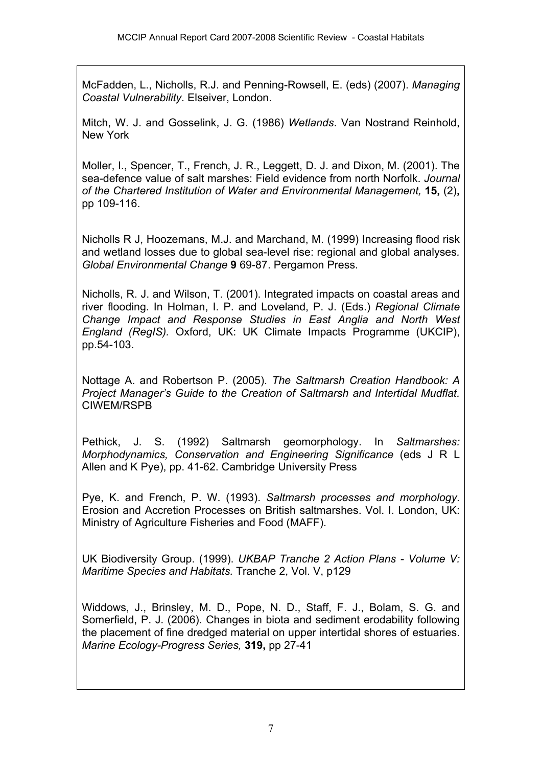McFadden, L., Nicholls, R.J. and Penning-Rowsell, E. (eds) (2007). *Managing Coastal Vulnerability*. Elseiver, London.

Mitch, W. J. and Gosselink, J. G. (1986) *Wetlands*. Van Nostrand Reinhold, New York

Moller, I., Spencer, T., French, J. R., Leggett, D. J. and Dixon, M. (2001). The sea-defence value of salt marshes: Field evidence from north Norfolk. *Journal of the Chartered Institution of Water and Environmental Management,* **15,** (2)**,** pp 109-116.

Nicholls R J, Hoozemans, M.J. and Marchand, M. (1999) Increasing flood risk and wetland losses due to global sea-level rise: regional and global analyses. *Global Environmental Change* **9** 69-87. Pergamon Press.

Nicholls, R. J. and Wilson, T. (2001). Integrated impacts on coastal areas and river flooding. In Holman, I. P. and Loveland, P. J. (Eds.) *Regional Climate Change Impact and Response Studies in East Anglia and North West England (RegIS).* Oxford, UK: UK Climate Impacts Programme (UKCIP), pp.54-103.

Nottage A. and Robertson P. (2005). *The Saltmarsh Creation Handbook: A Project Manager's Guide to the Creation of Saltmarsh and Intertidal Mudflat.* CIWEM/RSPB

Pethick, J. S. (1992) Saltmarsh geomorphology. In *Saltmarshes: Morphodynamics, Conservation and Engineering Significance* (eds J R L Allen and K Pye), pp. 41-62. Cambridge University Press

Pye, K. and French, P. W. (1993). *Saltmarsh processes and morphology*. Erosion and Accretion Processes on British saltmarshes. Vol. I. London, UK: Ministry of Agriculture Fisheries and Food (MAFF).

UK Biodiversity Group. (1999). *UKBAP Tranche 2 Action Plans - Volume V: Maritime Species and Habitats.* Tranche 2, Vol. V, p129

Widdows, J., Brinsley, M. D., Pope, N. D., Staff, F. J., Bolam, S. G. and Somerfield, P. J. (2006). Changes in biota and sediment erodability following the placement of fine dredged material on upper intertidal shores of estuaries. *Marine Ecology-Progress Series,* **319,** pp 27-41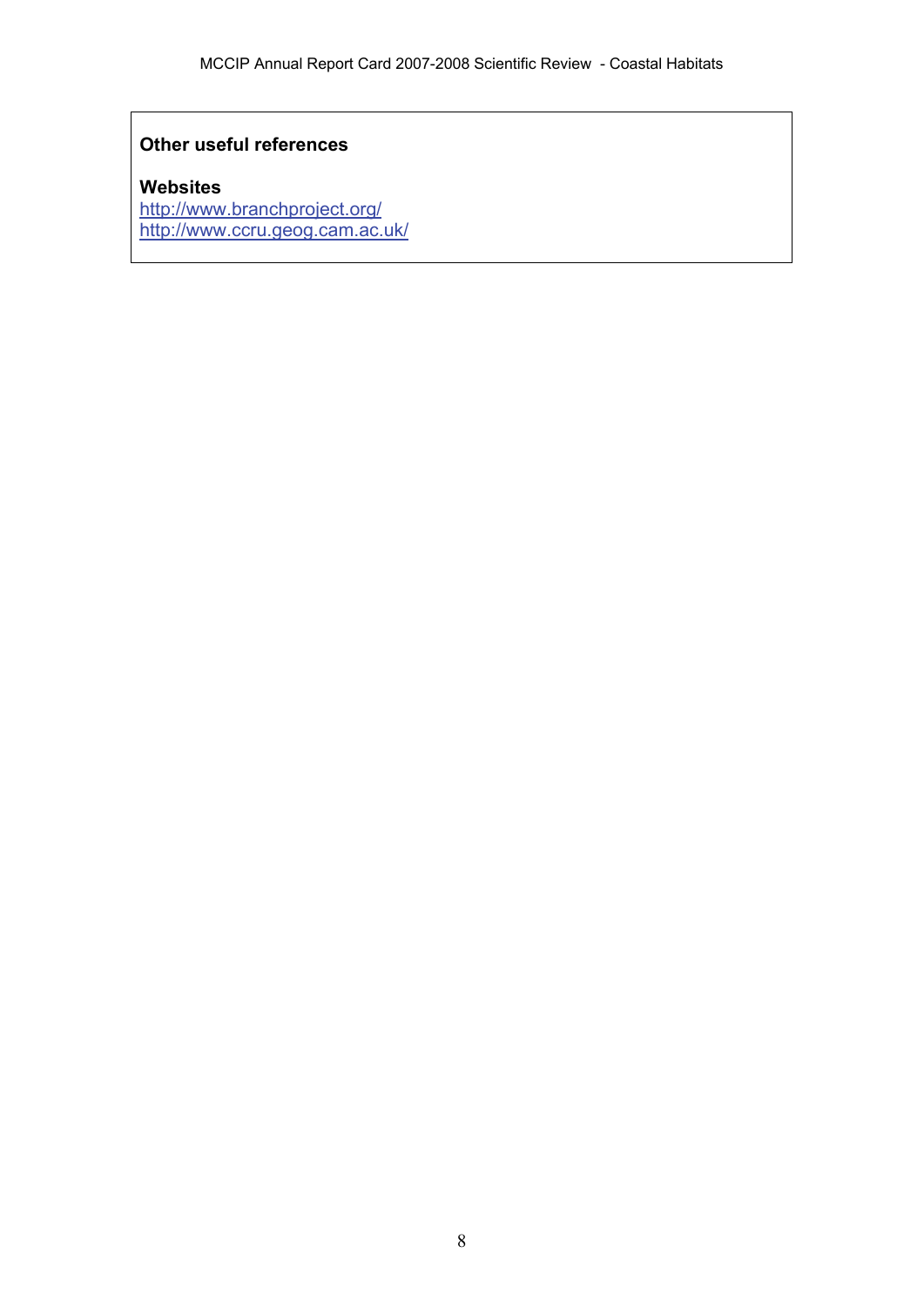## Other useful references

### Websites

http://www.branchproject.org/
http://www.ccru.geog.cam.ac.uk/